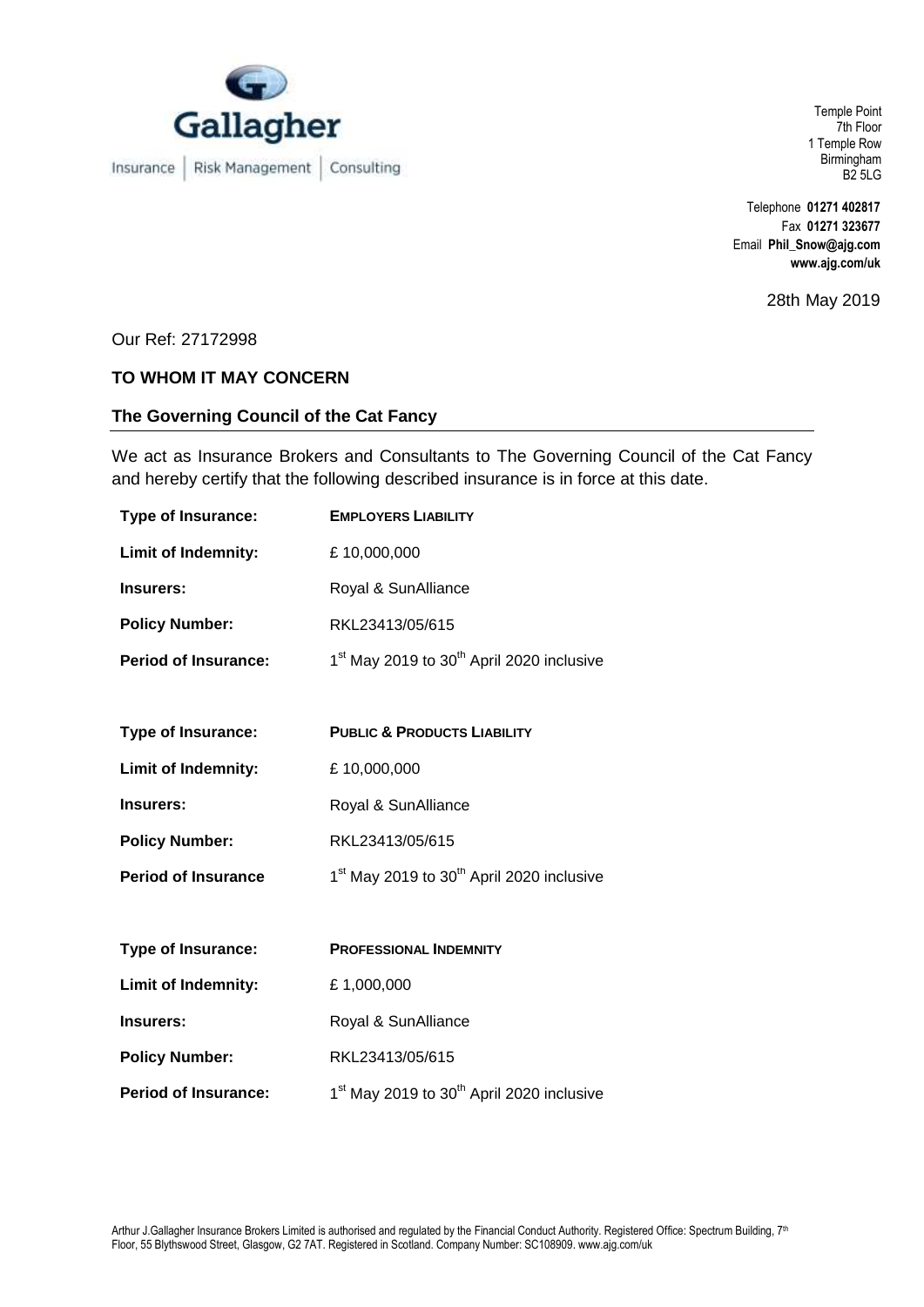Gallagher

Insurance | Risk Management | Consulting

Temple Point
7th Floor
1 Temple Row
Birmingham
B2 5LG

Telephone **01271 402817**
Fax **01271 323677**
Email **Phil_Snow@ajg.com**
**www.ajg.com/uk**

28th May 2019

Our Ref: 27172998

**TO WHOM IT MAY CONCERN**

**The Governing Council of the Cat Fancy**

We act as Insurance Brokers and Consultants to The Governing Council of the Cat Fancy and hereby certify that the following described insurance is in force at this date.

| | |
|---|---|
| **Type of Insurance:** | **EMPLOYERS LIABILITY** |
| **Limit of Indemnity:** | £ 10,000,000 |
| **Insurers:** | Royal & SunAlliance |
| **Policy Number:** | RKL23413/05/615 |
| **Period of Insurance:** | 1st May 2019 to 30th April 2020 inclusive |

| | |
|---|---|
| **Type of Insurance:** | **PUBLIC & PRODUCTS LIABILITY** |
| **Limit of Indemnity:** | £ 10,000,000 |
| **Insurers:** | Royal & SunAlliance |
| **Policy Number:** | RKL23413/05/615 |
| **Period of Insurance** | 1st May 2019 to 30th April 2020 inclusive |

| | |
|---|---|
| **Type of Insurance:** | **PROFESSIONAL INDEMNITY** |
| **Limit of Indemnity:** | £ 1,000,000 |
| **Insurers:** | Royal & SunAlliance |
| **Policy Number:** | RKL23413/05/615 |
| **Period of Insurance:** | 1st May 2019 to 30th April 2020 inclusive |

Arthur J.Gallagher Insurance Brokers Limited is authorised and regulated by the Financial Conduct Authority. Registered Office: Spectrum Building, 7th Floor, 55 Blythswood Street, Glasgow, G2 7AT. Registered in Scotland. Company Number: SC108909. www.ajg.com/uk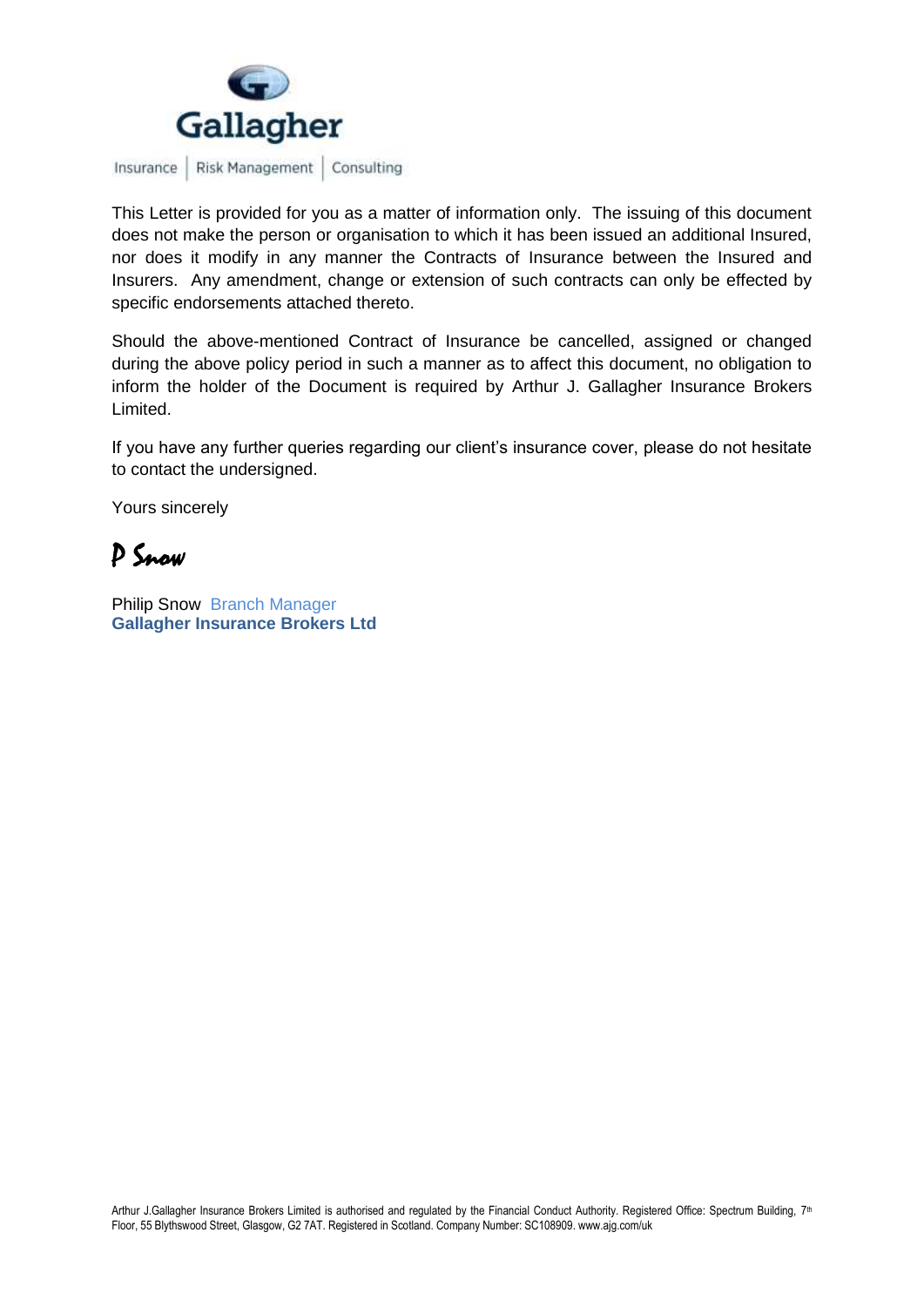Gallagher

Insurance | Risk Management | Consulting

This Letter is provided for you as a matter of information only. The issuing of this document does not make the person or organisation to which it has been issued an additional Insured, nor does it modify in any manner the Contracts of Insurance between the Insured and Insurers. Any amendment, change or extension of such contracts can only be effected by specific endorsements attached thereto.

Should the above-mentioned Contract of Insurance be cancelled, assigned or changed during the above policy period in such a manner as to affect this document, no obligation to inform the holder of the Document is required by Arthur J. Gallagher Insurance Brokers Limited.

If you have any further queries regarding our client's insurance cover, please do not hesitate to contact the undersigned.

Yours sincerely

*P Snow*

Philip Snow Branch Manager
**Gallagher Insurance Brokers Ltd**

Arthur J.Gallagher Insurance Brokers Limited is authorised and regulated by the Financial Conduct Authority. Registered Office: Spectrum Building, 7th Floor, 55 Blythswood Street, Glasgow, G2 7AT. Registered in Scotland. Company Number: SC108909. www.ajg.com/uk